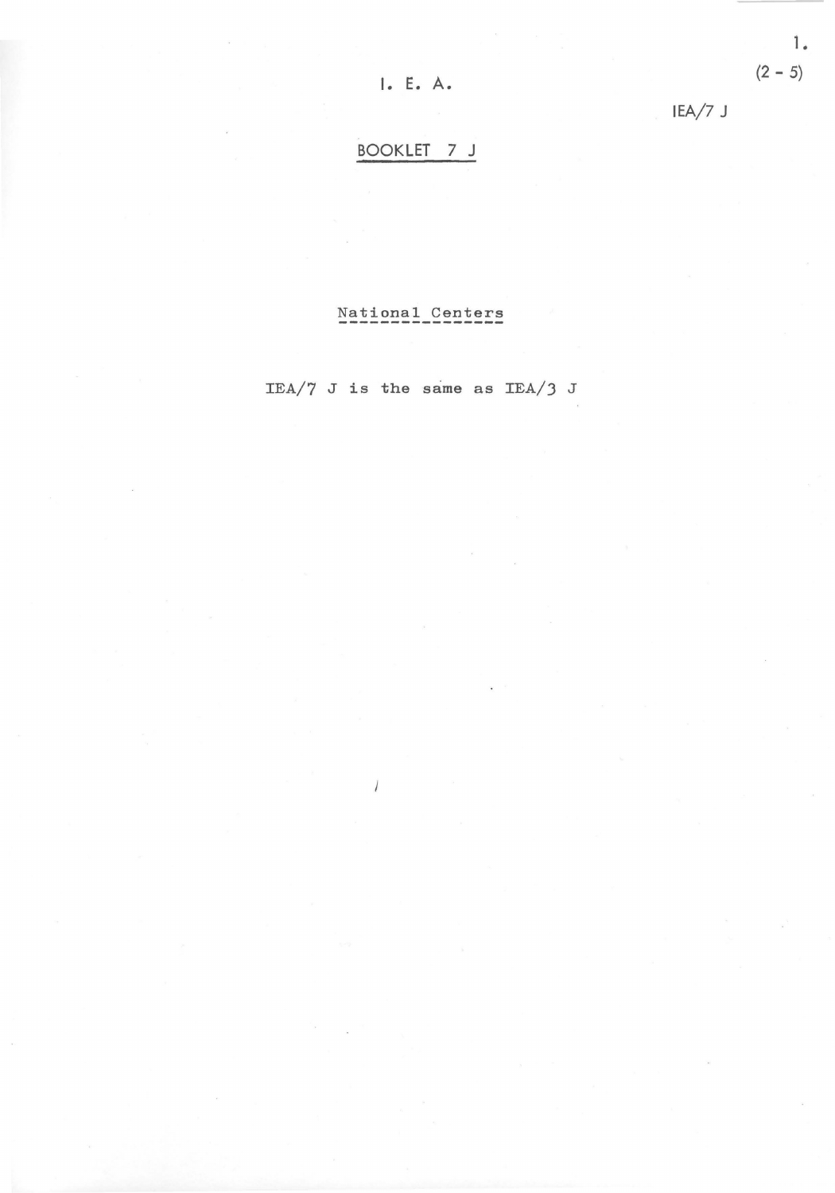(2 - 5)

IEA/7 J

# I. E. A.

## BOOKLET 7 J

### National Centers

IEA/7 J is the same as IEA/3 J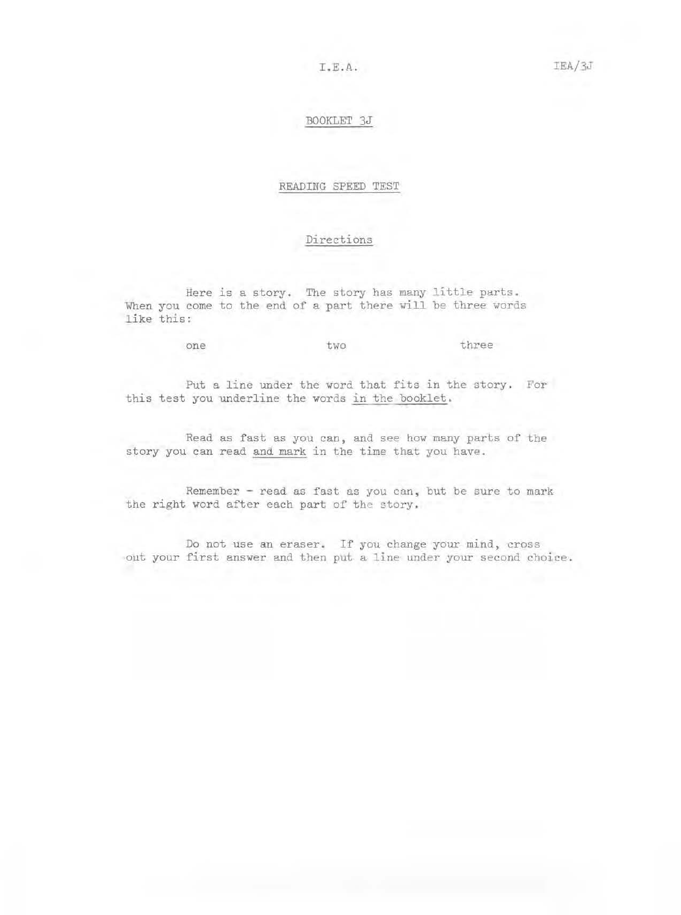I.E.A.

BOOKLET 3J

## READING SPEED TEST

### Directions

Here is a story. The story has many little parts. When you come to the end of a part there will be three words like this:

one two three

Put a line under the word that fits in the story. For this test you underline the words in the booklet.

Read as fast as you can, and see how many parts of the story you can read and mark in the time that you have.

Remember - read as fast as you can, but be sure to mark the right word after each part of the story.

Do not use an eraser. If you change your mind, cross out your first answer and then put a line under your second choice.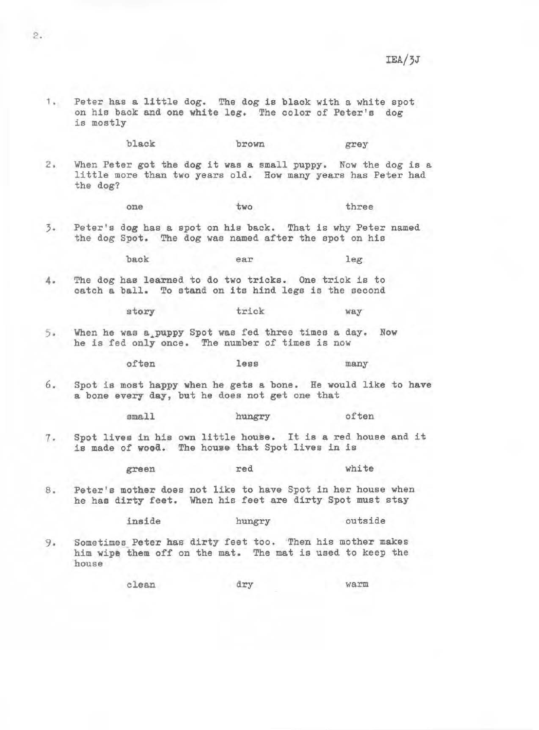IEA/3J

1. Peter has a little dog. The dog is black with a white spot on his back and one white leg. The color of Peter's dog is mostly

   black　　　　brown　　　　grey

2. When Peter got the dog it was a small puppy. Now the dog is a little more than two years old. How many years has Peter had the dog?

   one　　　　two　　　　three

3. Peter's dog has a spot on his back. That is why Peter named the dog Spot. The dog was named after the spot on his

   back　　　　ear　　　　leg

4. The dog has learned to do two tricks. One trick is to catch a ball. To stand on its hind legs is the second

   story　　　　trick　　　　way

5. When he was a puppy Spot was fed three times a day. Now he is fed only once. The number of times is now

   often　　　　less　　　　many

6. Spot is most happy when he gets a bone. He would like to have a bone every day, but he does not get one that

   small　　　　hungry　　　　often

7. Spot lives in his own little house. It is a red house and it is made of wood. The house that Spot lives in is

   green　　　　red　　　　white

8. Peter's mother does not like to have Spot in her house when he has dirty feet. When his feet are dirty Spot must stay

   inside　　　　hungry　　　　outside

9. Sometimes Peter has dirty feet too. Then his mother makes him wipe them off on the mat. The mat is used to keep the house

   clean　　　　dry　　　　warm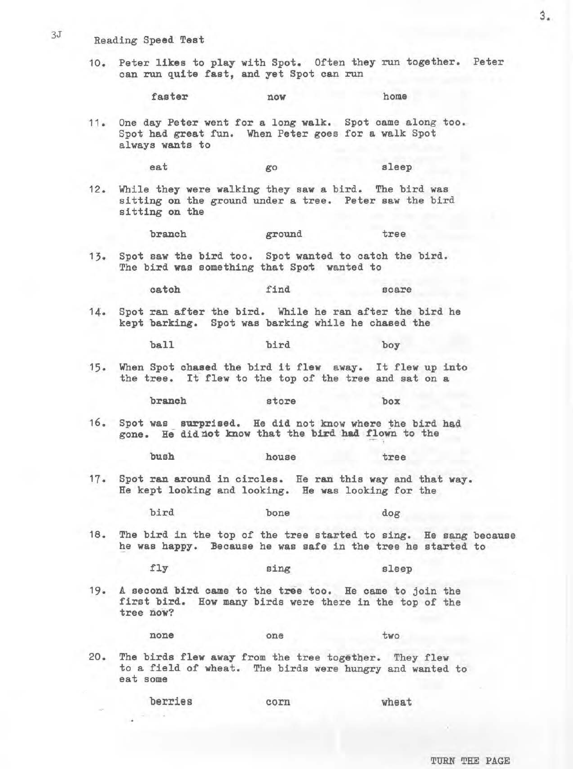3J

## Reading Speed Test

10. Peter likes to play with Spot. Often they run together. Peter can run quite fast, and yet Spot can run

    faster　　　now　　　home

11. One day Peter went for a long walk. Spot came along too. Spot had great fun. When Peter goes for a walk Spot always wants to

    eat　　　go　　　sleep

12. While they were walking they saw a bird. The bird was sitting on the ground under a tree. Peter saw the bird sitting on the

    branch　　　ground　　　tree

13. Spot saw the bird too. Spot wanted to catch the bird. The bird was something that Spot wanted to

    catch　　　find　　　scare

14. Spot ran after the bird. While he ran after the bird he kept barking. Spot was barking while he chased the

    ball　　　bird　　　boy

15. When Spot chased the bird it flew away. It flew up into the tree. It flew to the top of the tree and sat on a

    branch　　　store　　　box

16. Spot was surprised. He did not know where the bird had gone. He did not know that the bird had flown to the

    bush　　　house　　　tree

17. Spot ran around in circles. He ran this way and that way. He kept looking and looking. He was looking for the

    bird　　　bone　　　dog

18. The bird in the top of the tree started to sing. He sang because he was happy. Because he was safe in the tree he started to

    fly　　　sing　　　sleep

19. A second bird came to the tree too. He came to join the first bird. How many birds were there in the top of the tree now?

    none　　　one　　　two

20. The birds flew away from the tree together. They flew to a field of wheat. The birds were hungry and wanted to eat some

    berries　　　corn　　　wheat

TURN THE PAGE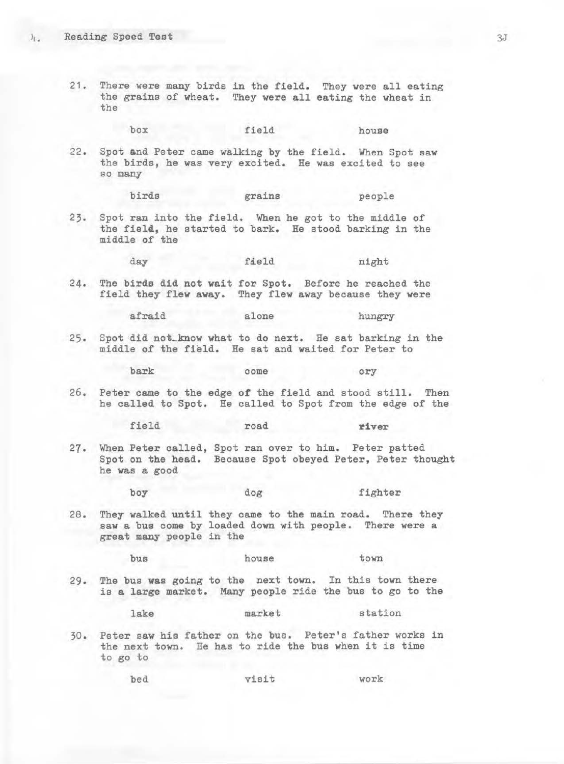21. There were many birds in the field. They were all eating the grains of wheat. They were all eating the wheat in the

    box field house

22. Spot and Peter came walking by the field. When Spot saw the birds, he was very excited. He was excited to see so many

    birds grains people

23. Spot ran into the field. When he got to the middle of the field, he started to bark. He stood barking in the middle of the

    day field night

24. The birds did not wait for Spot. Before he reached the field they flew away. They flew away because they were

    afraid alone hungry

25. Spot did not know what to do next. He sat barking in the middle of the field. He sat and waited for Peter to

    bark come cry

26. Peter came to the edge of the field and stood still. Then he called to Spot. He called to Spot from the edge of the

    field road river

27. When Peter called, Spot ran over to him. Peter patted Spot on the head. Because Spot obeyed Peter, Peter thought he was a good

    boy dog fighter

28. They walked until they came to the main road. There they saw a bus come by loaded down with people. There were a great many people in the

    bus house town

29. The bus was going to the next town. In this town there is a large market. Many people ride the bus to go to the

    lake market station

30. Peter saw his father on the bus. Peter's father works in the next town. He has to ride the bus when it is time to go to

    bed visit work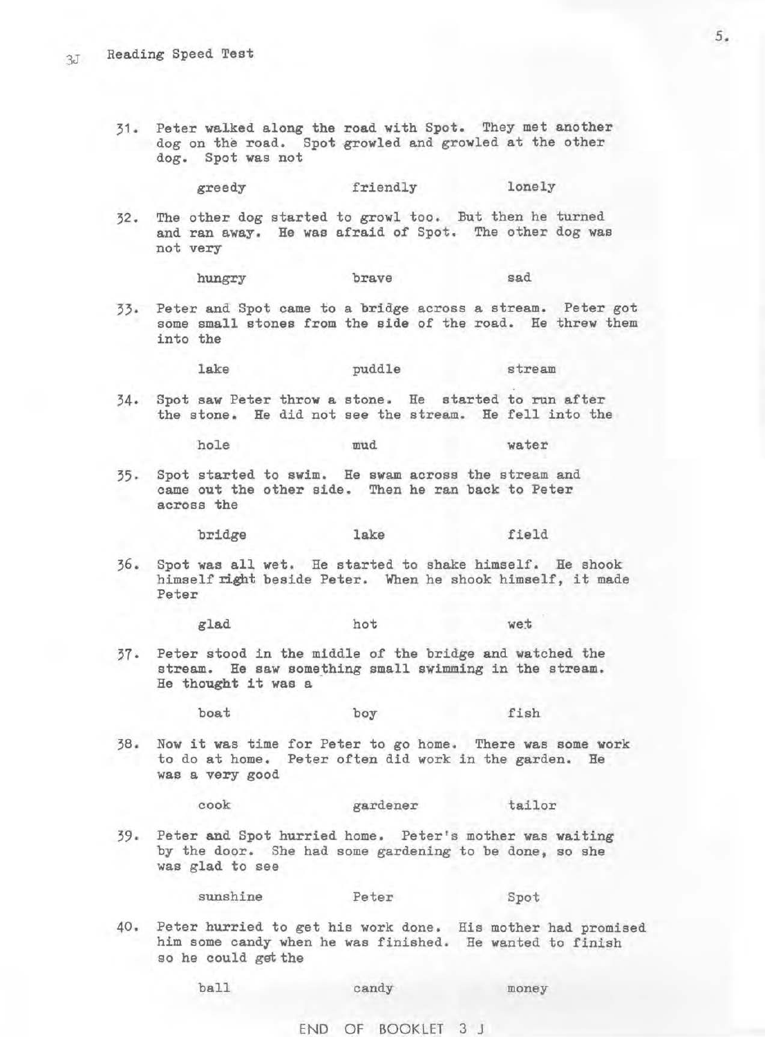31. Peter walked along the road with Spot. They met another dog on the road. Spot growled and growled at the other dog. Spot was not

    greedy friendly lonely

32. The other dog started to growl too. But then he turned and ran away. He was afraid of Spot. The other dog was not very

    hungry brave sad

33. Peter and Spot came to a bridge across a stream. Peter got some small stones from the side of the road. He threw them into the

    lake puddle stream

34. Spot saw Peter throw a stone. He started to run after the stone. He did not see the stream. He fell into the

    hole mud water

35. Spot started to swim. He swam across the stream and came out the other side. Then he ran back to Peter across the

    bridge lake field

36. Spot was all wet. He started to shake himself. He shook himself right beside Peter. When he shook himself, it made Peter

    glad hot wet

37. Peter stood in the middle of the bridge and watched the stream. He saw something small swimming in the stream. He thought it was a

    boat boy fish

38. Now it was time for Peter to go home. There was some work to do at home. Peter often did work in the garden. He was a very good

    cook gardener tailor

39. Peter and Spot hurried home. Peter's mother was waiting by the door. She had some gardening to be done, so she was glad to see

    sunshine Peter Spot

40. Peter hurried to get his work done. His mother had promised him some candy when he was finished. He wanted to finish so he could get the

    ball candy money

END OF BOOKLET 3 J